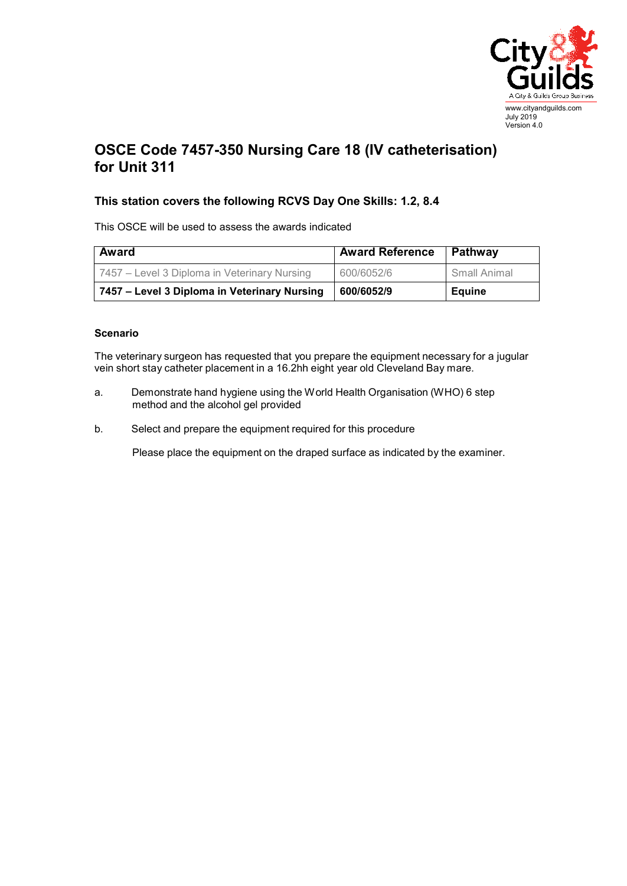www.cityandguilds.com
July 2019
Version 4.0

# OSCE Code 7457-350 Nursing Care 18 (IV catheterisation) for Unit 311

## This station covers the following RCVS Day One Skills: 1.2, 8.4

This OSCE will be used to assess the awards indicated

| Award | Award Reference | Pathway |
|---|---|---|
| 7457 – Level 3 Diploma in Veterinary Nursing | 600/6052/6 | Small Animal |
| **7457 – Level 3 Diploma in Veterinary Nursing** | **600/6052/9** | **Equine** |

### Scenario

The veterinary surgeon has requested that you prepare the equipment necessary for a jugular vein short stay catheter placement in a 16.2hh eight year old Cleveland Bay mare.

a. Demonstrate hand hygiene using the World Health Organisation (WHO) 6 step method and the alcohol gel provided

b. Select and prepare the equipment required for this procedure

   Please place the equipment on the draped surface as indicated by the examiner.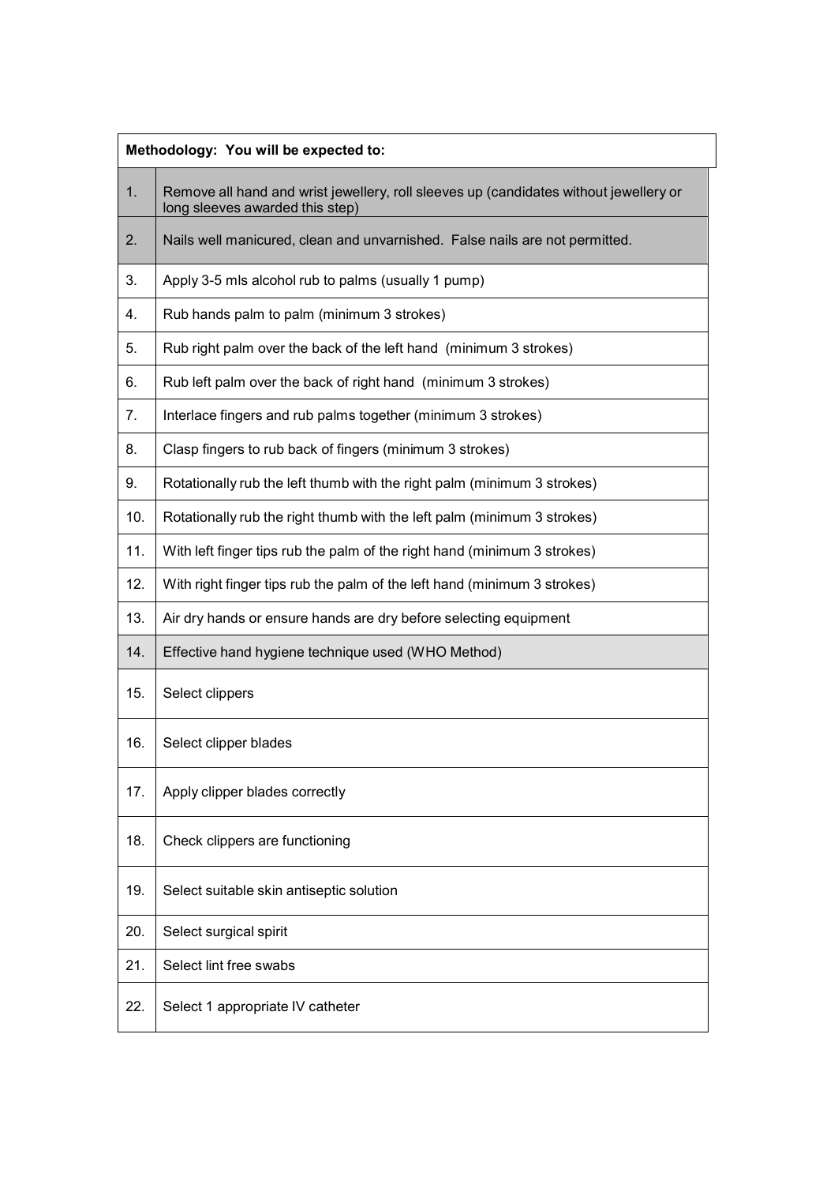| Methodology: You will be expected to: | |
|---|---|
| 1. | Remove all hand and wrist jewellery, roll sleeves up (candidates without jewellery or long sleeves awarded this step) |
| 2. | Nails well manicured, clean and unvarnished. False nails are not permitted. |
| 3. | Apply 3-5 mls alcohol rub to palms (usually 1 pump) |
| 4. | Rub hands palm to palm (minimum 3 strokes) |
| 5. | Rub right palm over the back of the left hand (minimum 3 strokes) |
| 6. | Rub left palm over the back of right hand (minimum 3 strokes) |
| 7. | Interlace fingers and rub palms together (minimum 3 strokes) |
| 8. | Clasp fingers to rub back of fingers (minimum 3 strokes) |
| 9. | Rotationally rub the left thumb with the right palm (minimum 3 strokes) |
| 10. | Rotationally rub the right thumb with the left palm (minimum 3 strokes) |
| 11. | With left finger tips rub the palm of the right hand (minimum 3 strokes) |
| 12. | With right finger tips rub the palm of the left hand (minimum 3 strokes) |
| 13. | Air dry hands or ensure hands are dry before selecting equipment |
| 14. | Effective hand hygiene technique used (WHO Method) |
| 15. | Select clippers |
| 16. | Select clipper blades |
| 17. | Apply clipper blades correctly |
| 18. | Check clippers are functioning |
| 19. | Select suitable skin antiseptic solution |
| 20. | Select surgical spirit |
| 21. | Select lint free swabs |
| 22. | Select 1 appropriate IV catheter |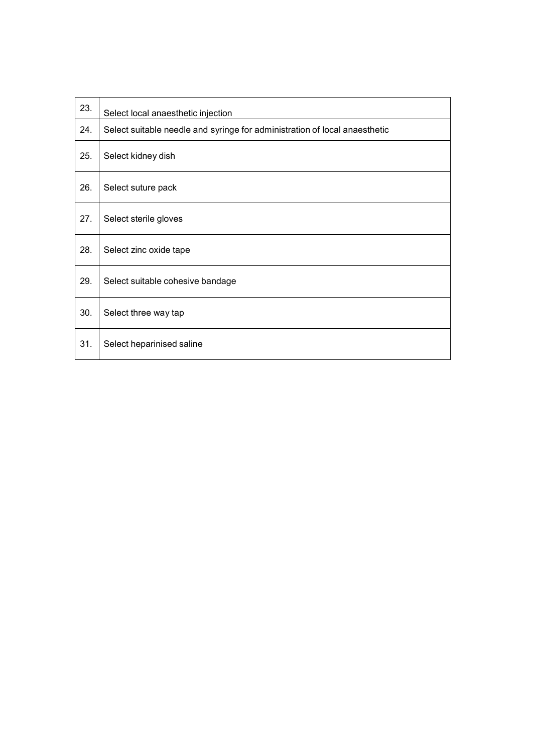| | |
|---|---|
| 23. | Select local anaesthetic injection |
| 24. | Select suitable needle and syringe for administration of local anaesthetic |
| 25. | Select kidney dish |
| 26. | Select suture pack |
| 27. | Select sterile gloves |
| 28. | Select zinc oxide tape |
| 29. | Select suitable cohesive bandage |
| 30. | Select three way tap |
| 31. | Select heparinised saline |